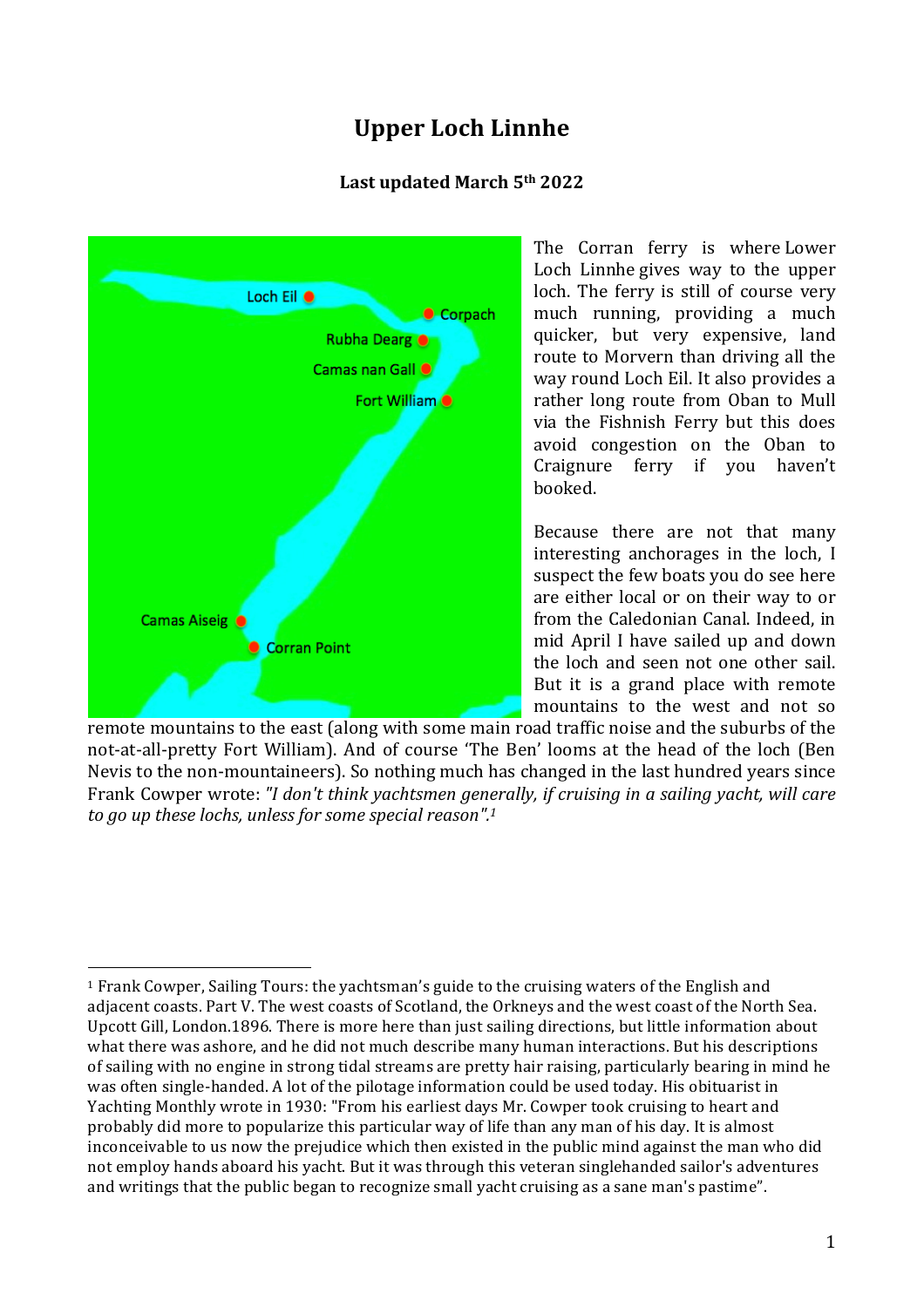# Upper Loch Linnhe

**Last updated March 5th 2022**

The Corran ferry is where Lower Loch Linnhe gives way to the upper loch. The ferry is still of course very much running, providing a much quicker, but very expensive, land route to Morvern than driving all the way round Loch Eil. It also provides a rather long route from Oban to Mull via the Fishnish Ferry but this does avoid congestion on the Oban to Craignure ferry if you haven't booked.

Because there are not that many interesting anchorages in the loch, I suspect the few boats you do see here are either local or on their way to or from the Caledonian Canal. Indeed, in mid April I have sailed up and down the loch and seen not one other sail. But it is a grand place with remote mountains to the west and not so remote mountains to the east (along with some main road traffic noise and the suburbs of the not-at-all-pretty Fort William). And of course 'The Ben' looms at the head of the loch (Ben Nevis to the non-mountaineers). So nothing much has changed in the last hundred years since Frank Cowper wrote: *"I don't think yachtsmen generally, if cruising in a sailing yacht, will care to go up these lochs, unless for some special reason".*[1]

---

[1] Frank Cowper, Sailing Tours: the yachtsman's guide to the cruising waters of the English and adjacent coasts. Part V. The west coasts of Scotland, the Orkneys and the west coast of the North Sea. Upcott Gill, London.1896. There is more here than just sailing directions, but little information about what there was ashore, and he did not much describe many human interactions. But his descriptions of sailing with no engine in strong tidal streams are pretty hair raising, particularly bearing in mind he was often single-handed. A lot of the pilotage information could be used today. His obituarist in Yachting Monthly wrote in 1930: "From his earliest days Mr. Cowper took cruising to heart and probably did more to popularize this particular way of life than any man of his day. It is almost inconceivable to us now the prejudice which then existed in the public mind against the man who did not employ hands aboard his yacht. But it was through this veteran singlehanded sailor's adventures and writings that the public began to recognize small yacht cruising as a sane man's pastime".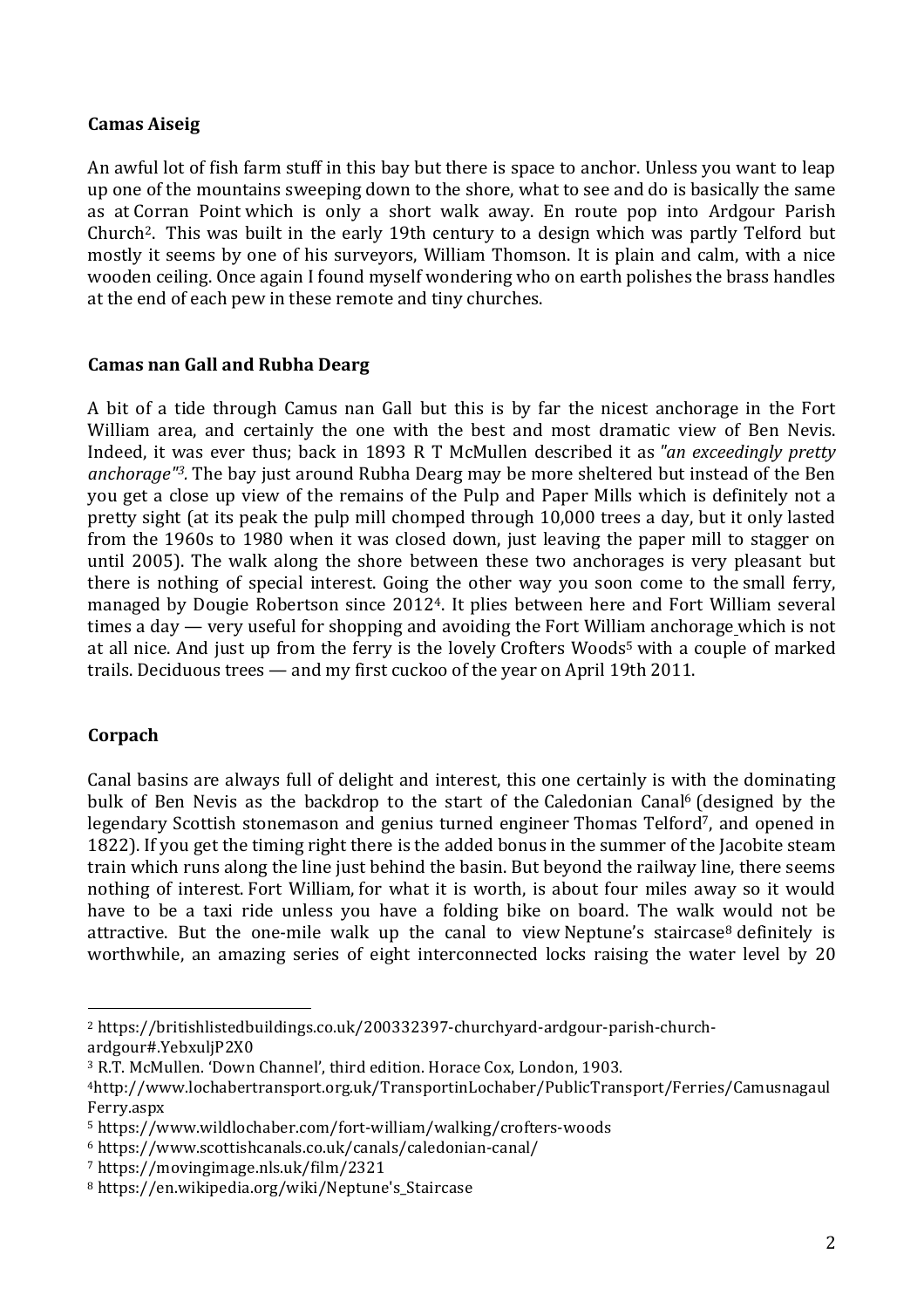**Camas Aiseig**

An awful lot of fish farm stuff in this bay but there is space to anchor. Unless you want to leap up one of the mountains sweeping down to the shore, what to see and do is basically the same as at Corran Point which is only a short walk away. En route pop into Ardgour Parish Church[2]. This was built in the early 19th century to a design which was partly Telford but mostly it seems by one of his surveyors, William Thomson. It is plain and calm, with a nice wooden ceiling. Once again I found myself wondering who on earth polishes the brass handles at the end of each pew in these remote and tiny churches.

**Camas nan Gall and Rubha Dearg**

A bit of a tide through Camus nan Gall but this is by far the nicest anchorage in the Fort William area, and certainly the one with the best and most dramatic view of Ben Nevis. Indeed, it was ever thus; back in 1893 R T McMullen described it as *"an exceedingly pretty anchorage"*[3]. The bay just around Rubha Dearg may be more sheltered but instead of the Ben you get a close up view of the remains of the Pulp and Paper Mills which is definitely not a pretty sight (at its peak the pulp mill chomped through 10,000 trees a day, but it only lasted from the 1960s to 1980 when it was closed down, just leaving the paper mill to stagger on until 2005). The walk along the shore between these two anchorages is very pleasant but there is nothing of special interest. Going the other way you soon come to the small ferry, managed by Dougie Robertson since 2012[4]. It plies between here and Fort William several times a day — very useful for shopping and avoiding the Fort William anchorage which is not at all nice. And just up from the ferry is the lovely Crofters Woods[5] with a couple of marked trails. Deciduous trees — and my first cuckoo of the year on April 19th 2011.

**Corpach**

Canal basins are always full of delight and interest, this one certainly is with the dominating bulk of Ben Nevis as the backdrop to the start of the Caledonian Canal[6] (designed by the legendary Scottish stonemason and genius turned engineer Thomas Telford[7], and opened in 1822). If you get the timing right there is the added bonus in the summer of the Jacobite steam train which runs along the line just behind the basin. But beyond the railway line, there seems nothing of interest. Fort William, for what it is worth, is about four miles away so it would have to be a taxi ride unless you have a folding bike on board. The walk would not be attractive. But the one-mile walk up the canal to view Neptune's staircase[8] definitely is worthwhile, an amazing series of eight interconnected locks raising the water level by 20

---

[2] https://britishlistedbuildings.co.uk/200332397-churchyard-ardgour-parish-church-ardgour#.YebxuljP2X0

[3] R.T. McMullen. 'Down Channel', third edition. Horace Cox, London, 1903.

[4] http://www.lochabertransport.org.uk/TransportinLochaber/PublicTransport/Ferries/CamusnagaulFerry.aspx

[5] https://www.wildlochaber.com/fort-william/walking/crofters-woods

[6] https://www.scottishcanals.co.uk/canals/caledonian-canal/

[7] https://movingimage.nls.uk/film/2321

[8] https://en.wikipedia.org/wiki/Neptune's_Staircase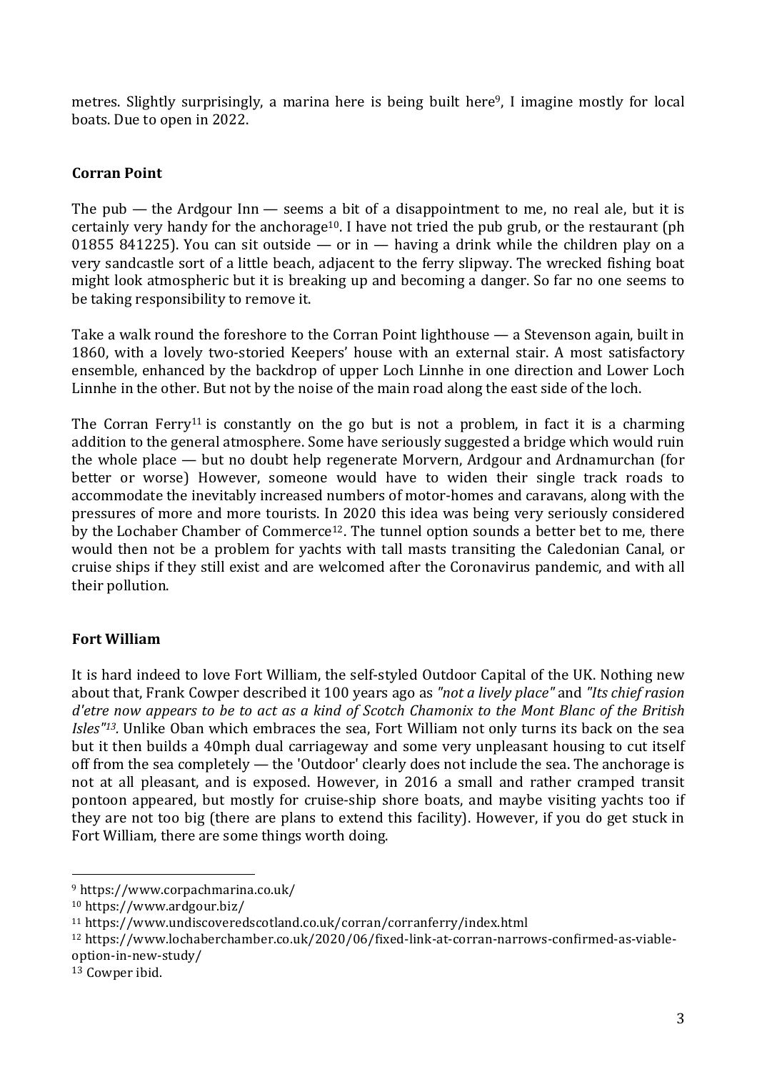metres. Slightly surprisingly, a marina here is being built here[9], I imagine mostly for local boats. Due to open in 2022.

**Corran Point**

The pub — the Ardgour Inn — seems a bit of a disappointment to me, no real ale, but it is certainly very handy for the anchorage[10]. I have not tried the pub grub, or the restaurant (ph 01855 841225). You can sit outside — or in — having a drink while the children play on a very sandcastle sort of a little beach, adjacent to the ferry slipway. The wrecked fishing boat might look atmospheric but it is breaking up and becoming a danger. So far no one seems to be taking responsibility to remove it.

Take a walk round the foreshore to the Corran Point lighthouse — a Stevenson again, built in 1860, with a lovely two-storied Keepers' house with an external stair. A most satisfactory ensemble, enhanced by the backdrop of upper Loch Linnhe in one direction and Lower Loch Linnhe in the other. But not by the noise of the main road along the east side of the loch.

The Corran Ferry[11] is constantly on the go but is not a problem, in fact it is a charming addition to the general atmosphere. Some have seriously suggested a bridge which would ruin the whole place — but no doubt help regenerate Morvern, Ardgour and Ardnamurchan (for better or worse) However, someone would have to widen their single track roads to accommodate the inevitably increased numbers of motor-homes and caravans, along with the pressures of more and more tourists. In 2020 this idea was being very seriously considered by the Lochaber Chamber of Commerce[12]. The tunnel option sounds a better bet to me, there would then not be a problem for yachts with tall masts transiting the Caledonian Canal, or cruise ships if they still exist and are welcomed after the Coronavirus pandemic, and with all their pollution.

**Fort William**

It is hard indeed to love Fort William, the self-styled Outdoor Capital of the UK. Nothing new about that, Frank Cowper described it 100 years ago as *"not a lively place"* and *"Its chief rasion d'etre now appears to be to act as a kind of Scotch Chamonix to the Mont Blanc of the British Isles"[13]*. Unlike Oban which embraces the sea, Fort William not only turns its back on the sea but it then builds a 40mph dual carriageway and some very unpleasant housing to cut itself off from the sea completely — the 'Outdoor' clearly does not include the sea. The anchorage is not at all pleasant, and is exposed. However, in 2016 a small and rather cramped transit pontoon appeared, but mostly for cruise-ship shore boats, and maybe visiting yachts too if they are not too big (there are plans to extend this facility). However, if you do get stuck in Fort William, there are some things worth doing.

---

[9] https://www.corpachmarina.co.uk/

[10] https://www.ardgour.biz/

[11] https://www.undiscoveredscotland.co.uk/corran/corranferry/index.html

[12] https://www.lochaberchamber.co.uk/2020/06/fixed-link-at-corran-narrows-confirmed-as-viable-option-in-new-study/

[13] Cowper ibid.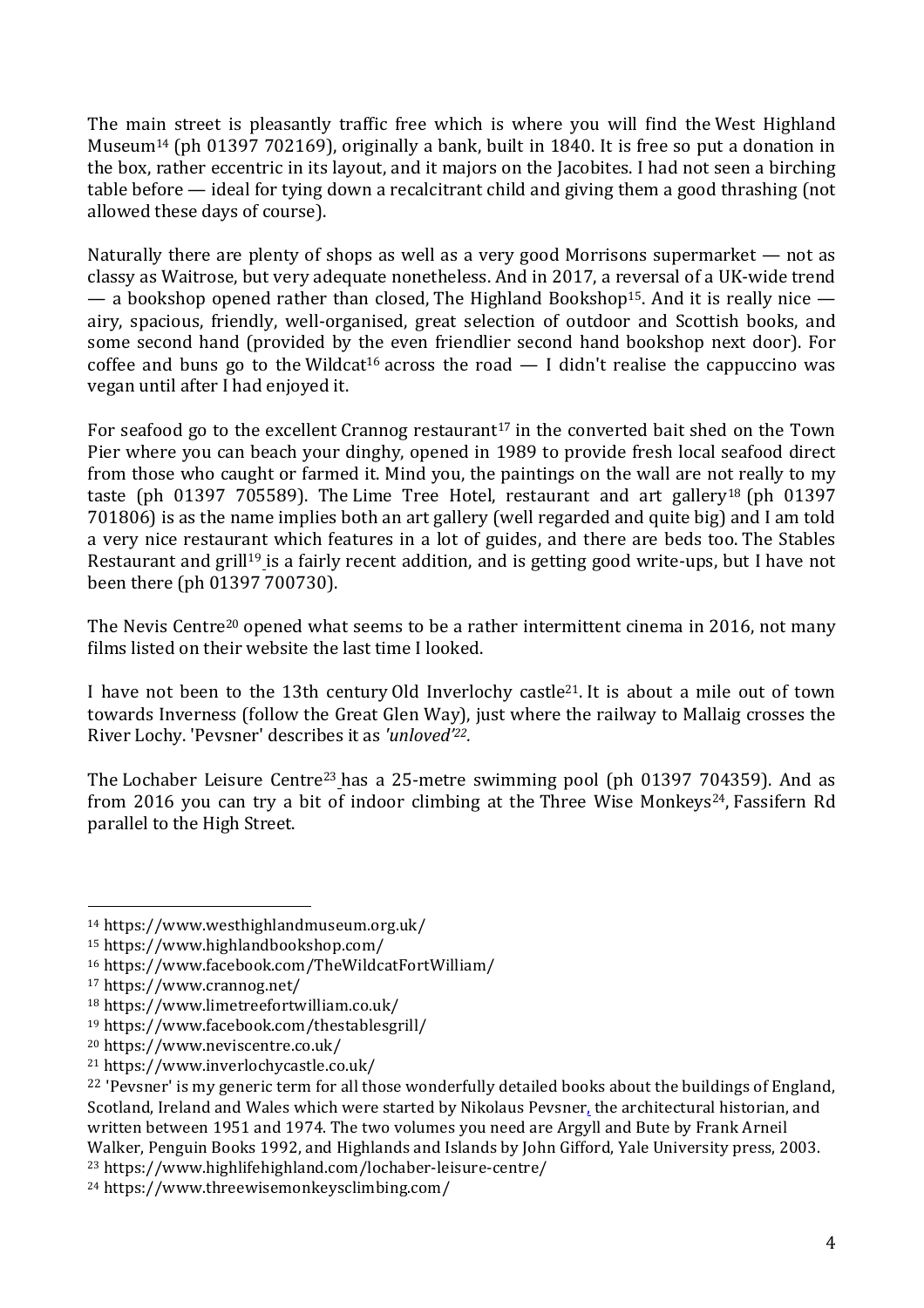The main street is pleasantly traffic free which is where you will find the West Highland Museum[14] (ph 01397 702169), originally a bank, built in 1840. It is free so put a donation in the box, rather eccentric in its layout, and it majors on the Jacobites. I had not seen a birching table before — ideal for tying down a recalcitrant child and giving them a good thrashing (not allowed these days of course).

Naturally there are plenty of shops as well as a very good Morrisons supermarket — not as classy as Waitrose, but very adequate nonetheless. And in 2017, a reversal of a UK-wide trend — a bookshop opened rather than closed, The Highland Bookshop[15]. And it is really nice — airy, spacious, friendly, well-organised, great selection of outdoor and Scottish books, and some second hand (provided by the even friendlier second hand bookshop next door). For coffee and buns go to the Wildcat[16] across the road — I didn't realise the cappuccino was vegan until after I had enjoyed it.

For seafood go to the excellent Crannog restaurant[17] in the converted bait shed on the Town Pier where you can beach your dinghy, opened in 1989 to provide fresh local seafood direct from those who caught or farmed it. Mind you, the paintings on the wall are not really to my taste (ph 01397 705589). The Lime Tree Hotel, restaurant and art gallery[18] (ph 01397 701806) is as the name implies both an art gallery (well regarded and quite big) and I am told a very nice restaurant which features in a lot of guides, and there are beds too. The Stables Restaurant and grill[19] is a fairly recent addition, and is getting good write-ups, but I have not been there (ph 01397 700730).

The Nevis Centre[20] opened what seems to be a rather intermittent cinema in 2016, not many films listed on their website the last time I looked.

I have not been to the 13th century Old Inverlochy castle[21]. It is about a mile out of town towards Inverness (follow the Great Glen Way), just where the railway to Mallaig crosses the River Lochy. 'Pevsner' describes it as *'unloved'*[22].

The Lochaber Leisure Centre[23] has a 25-metre swimming pool (ph 01397 704359). And as from 2016 you can try a bit of indoor climbing at the Three Wise Monkeys[24], Fassifern Rd parallel to the High Street.

---

[14] https://www.westhighlandmuseum.org.uk/

[15] https://www.highlandbookshop.com/

[16] https://www.facebook.com/TheWildcatFortWilliam/

[17] https://www.crannog.net/

[18] https://www.limetreefortwilliam.co.uk/

[19] https://www.facebook.com/thestablesgrill/

[20] https://www.neviscentre.co.uk/

[21] https://www.inverlochycastle.co.uk/

[22] 'Pevsner' is my generic term for all those wonderfully detailed books about the buildings of England, Scotland, Ireland and Wales which were started by Nikolaus Pevsner, the architectural historian, and written between 1951 and 1974. The two volumes you need are Argyll and Bute by Frank Arneil Walker, Penguin Books 1992, and Highlands and Islands by John Gifford, Yale University press, 2003.

[23] https://www.highlifehighland.com/lochaber-leisure-centre/

[24] https://www.threewisemonkeysclimbing.com/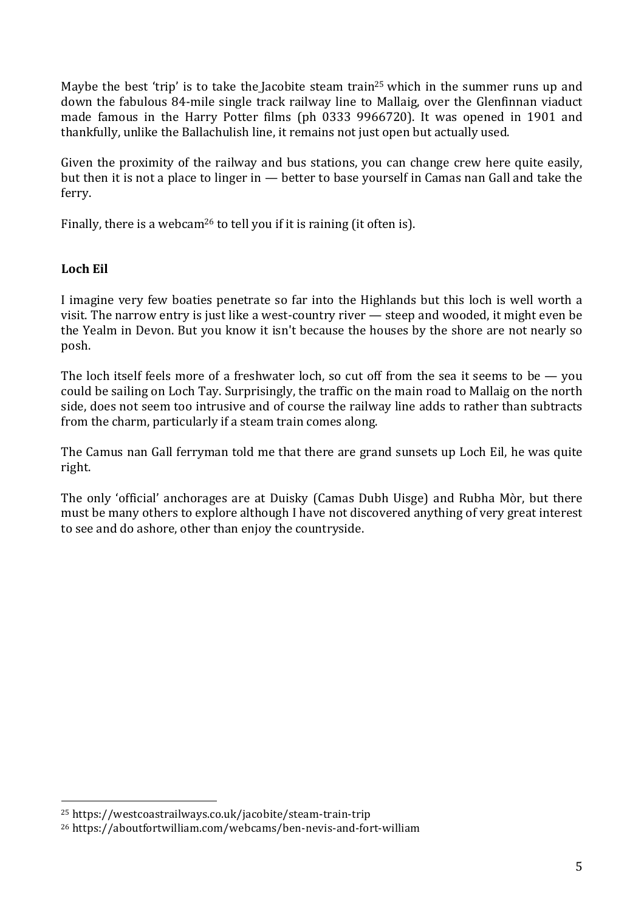Maybe the best 'trip' is to take the Jacobite steam train[25] which in the summer runs up and down the fabulous 84-mile single track railway line to Mallaig, over the Glenfinnan viaduct made famous in the Harry Potter films (ph 0333 9966720). It was opened in 1901 and thankfully, unlike the Ballachulish line, it remains not just open but actually used.

Given the proximity of the railway and bus stations, you can change crew here quite easily, but then it is not a place to linger in — better to base yourself in Camas nan Gall and take the ferry.

Finally, there is a webcam[26] to tell you if it is raining (it often is).

**Loch Eil**

I imagine very few boaties penetrate so far into the Highlands but this loch is well worth a visit. The narrow entry is just like a west-country river — steep and wooded, it might even be the Yealm in Devon. But you know it isn't because the houses by the shore are not nearly so posh.

The loch itself feels more of a freshwater loch, so cut off from the sea it seems to be — you could be sailing on Loch Tay. Surprisingly, the traffic on the main road to Mallaig on the north side, does not seem too intrusive and of course the railway line adds to rather than subtracts from the charm, particularly if a steam train comes along.

The Camus nan Gall ferryman told me that there are grand sunsets up Loch Eil, he was quite right.

The only 'official' anchorages are at Duisky (Camas Dubh Uisge) and Rubha Mòr, but there must be many others to explore although I have not discovered anything of very great interest to see and do ashore, other than enjoy the countryside.

[25] https://westcoastrailways.co.uk/jacobite/steam-train-trip

[26] https://aboutfortwilliam.com/webcams/ben-nevis-and-fort-william